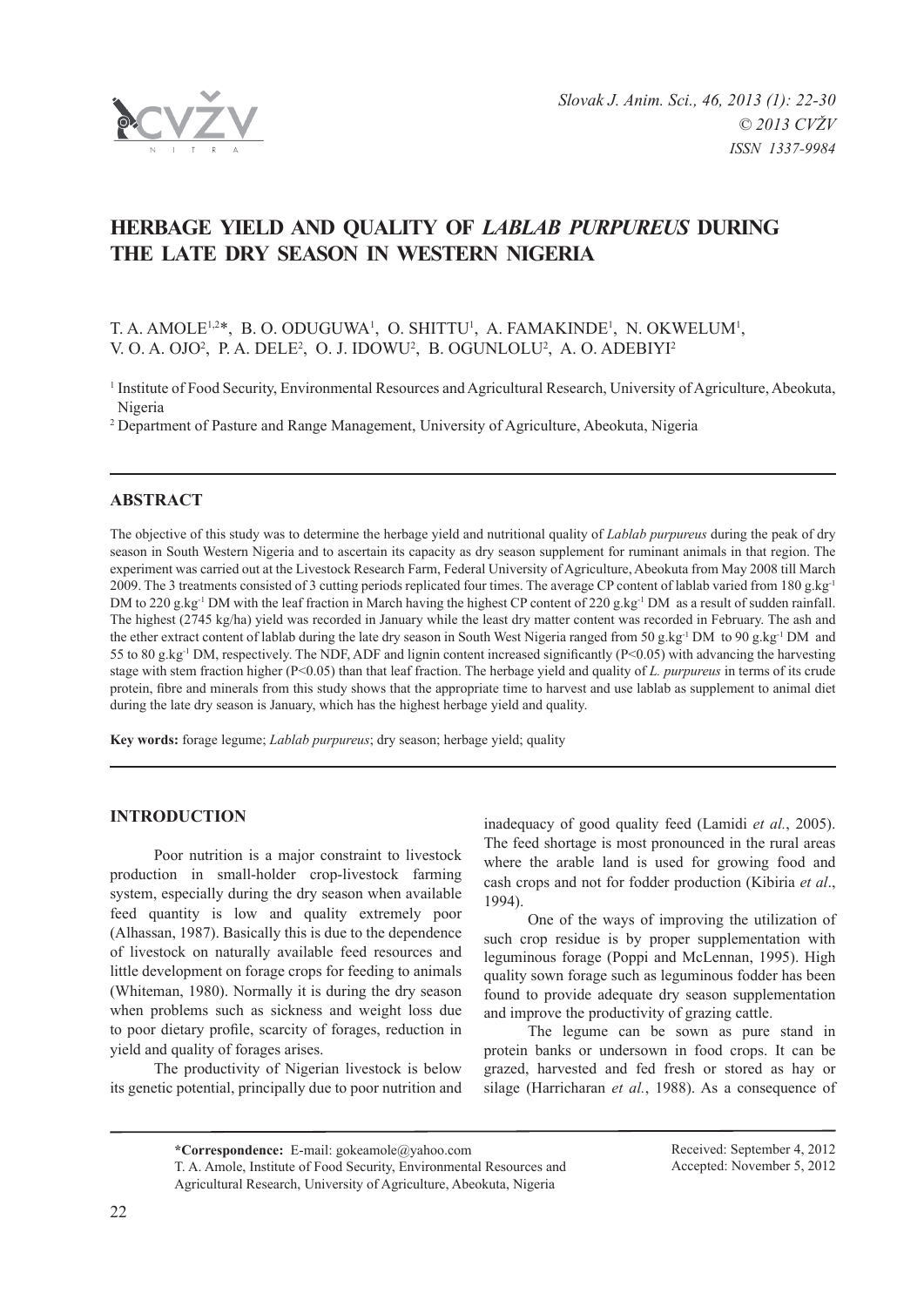# HERBAGE YIELD AND QUALITY OF *LABLAB PURPUREUS* DURING THE LATE DRY SEASON IN WESTERN NIGERIA

T. A. AMOLE[1,2]*, B. O. ODUGUWA[1], O. SHITTU[1], A. FAMAKINDE[1], N. OKWELUM[1], V. O. A. OJO[2], P. A. DELE[2], O. J. IDOWU[2], B. OGUNLOLU[2], A. O. ADEBIYI[2]

[1] Institute of Food Security, Environmental Resources and Agricultural Research, University of Agriculture, Abeokuta, Nigeria

[2] Department of Pasture and Range Management, University of Agriculture, Abeokuta, Nigeria

## ABSTRACT

The objective of this study was to determine the herbage yield and nutritional quality of *Lablab purpureus* during the peak of dry season in South Western Nigeria and to ascertain its capacity as dry season supplement for ruminant animals in that region. The experiment was carried out at the Livestock Research Farm, Federal University of Agriculture, Abeokuta from May 2008 till March 2009. The 3 treatments consisted of 3 cutting periods replicated four times. The average CP content of lablab varied from 180 $g.kg^{-1}$ DM to 220 $g.kg^{-1}$ DM with the leaf fraction in March having the highest CP content of 220 $g.kg^{-1}$ DM as a result of sudden rainfall. The highest (2745 kg/ha) yield was recorded in January while the least dry matter content was recorded in February. The ash and the ether extract content of lablab during the late dry season in South West Nigeria ranged from 50 $g.kg^{-1}$ DM to 90 $g.kg^{-1}$ DM and 55 to 80 $g.kg^{-1}$ DM, respectively. The NDF, ADF and lignin content increased significantly ($P<0.05$) with advancing the harvesting stage with stem fraction higher ($P<0.05$) than that leaf fraction. The herbage yield and quality of *L. purpureus* in terms of its crude protein, fibre and minerals from this study shows that the appropriate time to harvest and use lablab as supplement to animal diet during the late dry season is January, which has the highest herbage yield and quality.

**Key words:** forage legume; *Lablab purpureus*; dry season; herbage yield; quality

## INTRODUCTION

Poor nutrition is a major constraint to livestock production in small-holder crop-livestock farming system, especially during the dry season when available feed quantity is low and quality extremely poor (Alhassan, 1987). Basically this is due to the dependence of livestock on naturally available feed resources and little development on forage crops for feeding to animals (Whiteman, 1980). Normally it is during the dry season when problems such as sickness and weight loss due to poor dietary profile, scarcity of forages, reduction in yield and quality of forages arises.

The productivity of Nigerian livestock is below its genetic potential, principally due to poor nutrition and inadequacy of good quality feed (Lamidi *et al.*, 2005). The feed shortage is most pronounced in the rural areas where the arable land is used for growing food and cash crops and not for fodder production (Kibiria *et al*., 1994).

One of the ways of improving the utilization of such crop residue is by proper supplementation with leguminous forage (Poppi and McLennan, 1995). High quality sown forage such as leguminous fodder has been found to provide adequate dry season supplementation and improve the productivity of grazing cattle.

The legume can be sown as pure stand in protein banks or undersown in food crops. It can be grazed, harvested and fed fresh or stored as hay or silage (Harricharan *et al.*, 1988). As a consequence of

**\*Correspondence:** E-mail: gokeamole@yahoo.com
T. A. Amole, Institute of Food Security, Environmental Resources and Agricultural Research, University of Agriculture, Abeokuta, Nigeria

Received: September 4, 2012
Accepted: November 5, 2012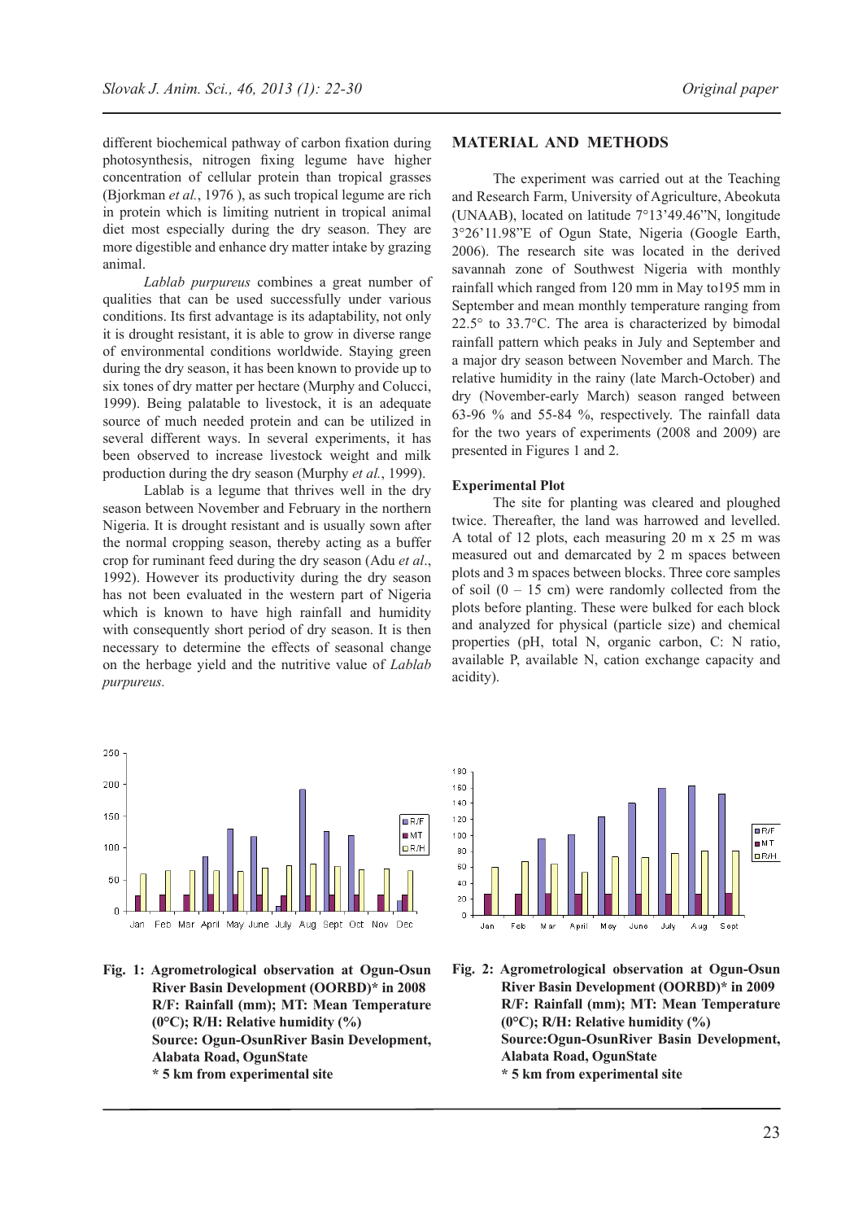different biochemical pathway of carbon fixation during photosynthesis, nitrogen fixing legume have higher concentration of cellular protein than tropical grasses (Bjorkman *et al.*, 1976 ), as such tropical legume are rich in protein which is limiting nutrient in tropical animal diet most especially during the dry season. They are more digestible and enhance dry matter intake by grazing animal.

*Lablab purpureus* combines a great number of qualities that can be used successfully under various conditions. Its first advantage is its adaptability, not only it is drought resistant, it is able to grow in diverse range of environmental conditions worldwide. Staying green during the dry season, it has been known to provide up to six tones of dry matter per hectare (Murphy and Colucci, 1999). Being palatable to livestock, it is an adequate source of much needed protein and can be utilized in several different ways. In several experiments, it has been observed to increase livestock weight and milk production during the dry season (Murphy *et al.*, 1999).

Lablab is a legume that thrives well in the dry season between November and February in the northern Nigeria. It is drought resistant and is usually sown after the normal cropping season, thereby acting as a buffer crop for ruminant feed during the dry season (Adu *et al*., 1992). However its productivity during the dry season has not been evaluated in the western part of Nigeria which is known to have high rainfall and humidity with consequently short period of dry season. It is then necessary to determine the effects of seasonal change on the herbage yield and the nutritive value of *Lablab purpureus.*

## MATERIAL AND METHODS

The experiment was carried out at the Teaching and Research Farm, University of Agriculture, Abeokuta (UNAAB), located on latitude 7°13'49.46"N, longitude 3°26'11.98"E of Ogun State, Nigeria (Google Earth, 2006). The research site was located in the derived savannah zone of Southwest Nigeria with monthly rainfall which ranged from 120 mm in May to195 mm in September and mean monthly temperature ranging from 22.5° to 33.7°C. The area is characterized by bimodal rainfall pattern which peaks in July and September and a major dry season between November and March. The relative humidity in the rainy (late March-October) and dry (November-early March) season ranged between 63-96 % and 55-84 %, respectively. The rainfall data for the two years of experiments (2008 and 2009) are presented in Figures 1 and 2.

### Experimental Plot

The site for planting was cleared and ploughed twice. Thereafter, the land was harrowed and levelled. A total of 12 plots, each measuring 20 m x 25 m was measured out and demarcated by 2 m spaces between plots and 3 m spaces between blocks. Three core samples of soil (0 – 15 cm) were randomly collected from the plots before planting. These were bulked for each block and analyzed for physical (particle size) and chemical properties (pH, total N, organic carbon, C: N ratio, available P, available N, cation exchange capacity and acidity).

**Fig. 1: Agrometrological observation at Ogun-Osun River Basin Development (OORBD)\* in 2008 R/F: Rainfall (mm); MT: Mean Temperature (0°C); R/H: Relative humidity (%) Source: Ogun-OsunRiver Basin Development, Alabata Road, OgunState \* 5 km from experimental site**

**Fig. 2: Agrometrological observation at Ogun-Osun River Basin Development (OORBD)\* in 2009 R/F: Rainfall (mm); MT: Mean Temperature (0°C); R/H: Relative humidity (%) Source:Ogun-OsunRiver Basin Development, Alabata Road, OgunState \* 5 km from experimental site**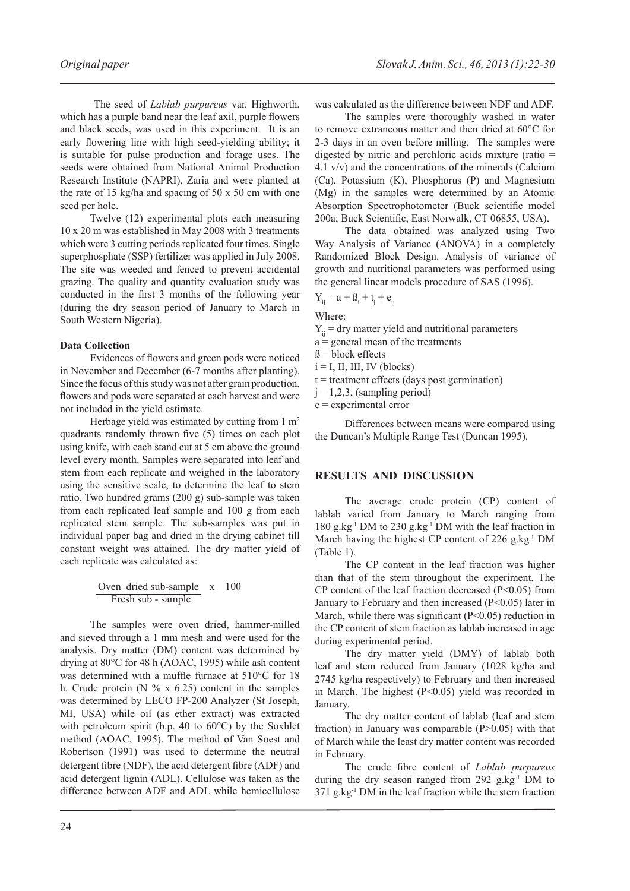The seed of *Lablab purpureus* var. Highworth, which has a purple band near the leaf axil, purple flowers and black seeds, was used in this experiment. It is an early flowering line with high seed-yielding ability; it is suitable for pulse production and forage uses. The seeds were obtained from National Animal Production Research Institute (NAPRI), Zaria and were planted at the rate of 15 kg/ha and spacing of 50 x 50 cm with one seed per hole.

Twelve (12) experimental plots each measuring 10 x 20 m was established in May 2008 with 3 treatments which were 3 cutting periods replicated four times. Single superphosphate (SSP) fertilizer was applied in July 2008. The site was weeded and fenced to prevent accidental grazing. The quality and quantity evaluation study was conducted in the first 3 months of the following year (during the dry season period of January to March in South Western Nigeria).

**Data Collection**

Evidences of flowers and green pods were noticed in November and December (6-7 months after planting). Since the focus of this study was not after grain production, flowers and pods were separated at each harvest and were not included in the yield estimate.

Herbage yield was estimated by cutting from 1 $m^2$ quadrants randomly thrown five (5) times on each plot using knife, with each stand cut at 5 cm above the ground level every month. Samples were separated into leaf and stem from each replicate and weighed in the laboratory using the sensitive scale, to determine the leaf to stem ratio. Two hundred grams (200 g) sub-sample was taken from each replicated leaf sample and 100 g from each replicated stem sample. The sub-samples was put in individual paper bag and dried in the drying cabinet till constant weight was attained. The dry matter yield of each replicate was calculated as:

$$\frac{\text{Oven dried sub-sample}}{\text{Fresh sub - sample}} \times 100$$

The samples were oven dried, hammer-milled and sieved through a 1 mm mesh and were used for the analysis. Dry matter (DM) content was determined by drying at 80°C for 48 h (AOAC, 1995) while ash content was determined with a muffle furnace at 510°C for 18 h. Crude protein (N % x 6.25) content in the samples was determined by LECO FP-200 Analyzer (St Joseph, MI, USA) while oil (as ether extract) was extracted with petroleum spirit (b.p. 40 to 60°C) by the Soxhlet method (AOAC, 1995). The method of Van Soest and Robertson (1991) was used to determine the neutral detergent fibre (NDF), the acid detergent fibre (ADF) and acid detergent lignin (ADL). Cellulose was taken as the difference between ADF and ADL while hemicellulose was calculated as the difference between NDF and ADF.

The samples were thoroughly washed in water to remove extraneous matter and then dried at 60°C for 2-3 days in an oven before milling. The samples were digested by nitric and perchloric acids mixture (ratio = 4.1 v/v) and the concentrations of the minerals (Calcium (Ca), Potassium (K), Phosphorus (P) and Magnesium (Mg) in the samples were determined by an Atomic Absorption Spectrophotometer (Buck scientific model 200a; Buck Scientific, East Norwalk, CT 06855, USA).

The data obtained was analyzed using Two Way Analysis of Variance (ANOVA) in a completely Randomized Block Design. Analysis of variance of growth and nutritional parameters was performed using the general linear models procedure of SAS (1996).

$$Y_{ij} = a + ß_i + t_j + e_{ij}$$

Where:

$Y_{ij}$ = dry matter yield and nutritional parameters
a = general mean of the treatments
ß = block effects
i = I, II, III, IV (blocks)
t = treatment effects (days post germination)
j = 1,2,3, (sampling period)
e = experimental error

Differences between means were compared using the Duncan's Multiple Range Test (Duncan 1995).

## RESULTS AND DISCUSSION

The average crude protein (CP) content of lablab varied from January to March ranging from 180 g.kg$^{-1}$ DM to 230 g.kg$^{-1}$ DM with the leaf fraction in March having the highest CP content of 226 g.kg$^{-1}$ DM (Table 1).

The CP content in the leaf fraction was higher than that of the stem throughout the experiment. The CP content of the leaf fraction decreased ($P<0.05$) from January to February and then increased ($P<0.05$) later in March, while there was significant ($P<0.05$) reduction in the CP content of stem fraction as lablab increased in age during experimental period.

The dry matter yield (DMY) of lablab both leaf and stem reduced from January (1028 kg/ha and 2745 kg/ha respectively) to February and then increased in March. The highest ($P<0.05$) yield was recorded in January.

The dry matter content of lablab (leaf and stem fraction) in January was comparable ($P>0.05$) with that of March while the least dry matter content was recorded in February.

The crude fibre content of *Lablab purpureus* during the dry season ranged from 292 g.kg$^{-1}$ DM to 371 g.kg$^{-1}$ DM in the leaf fraction while the stem fraction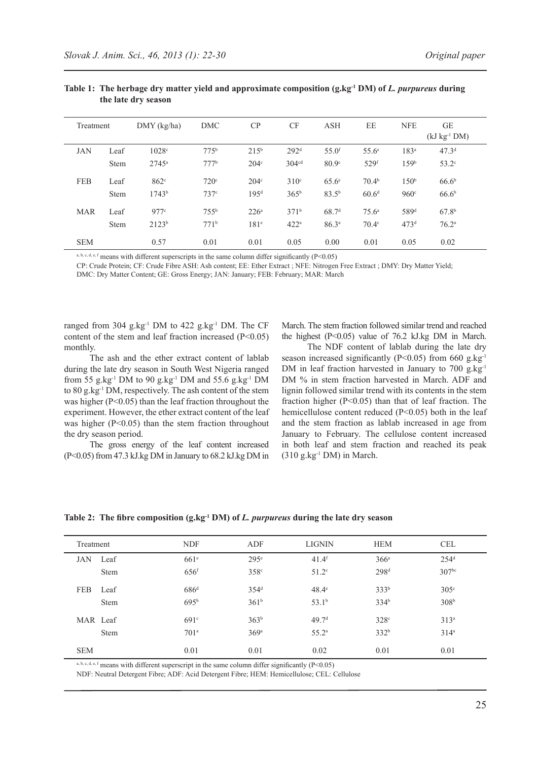**Table 1: The herbage dry matter yield and approximate composition (g.kg$^{-1}$ DM) of *L. purpureus* during the late dry season**

| Treatment | | DMY (kg/ha) | DMC | CP | CF | ASH | EE | NFE | GE (kJ kg$^{-1}$ DM) |
|---|---|---|---|---|---|---|---|---|---|
| JAN | Leaf | 1028$^{c}$ | 775$^{b}$ | 215$^{b}$ | 292$^{d}$ | 55.0$^{f}$ | 55.6$^{e}$ | 183$^{a}$ | 47.3$^{d}$ |
| | Stem | 2745$^{a}$ | 777$^{b}$ | 204$^{c}$ | 304$^{cd}$ | 80.9$^{c}$ | 529$^{f}$ | 159$^{b}$ | 53.2$^{c}$ |
| FEB | Leaf | 862$^{c}$ | 720$^{c}$ | 204$^{c}$ | 310$^{c}$ | 65.6$^{e}$ | 70.4$^{b}$ | 150$^{b}$ | 66.6$^{b}$ |
| | Stem | 1743$^{b}$ | 737$^{c}$ | 195$^{d}$ | 365$^{b}$ | 83.5$^{b}$ | 60.6$^{d}$ | 960$^{c}$ | 66.6$^{b}$ |
| MAR | Leaf | 977$^{c}$ | 755$^{b}$ | 226$^{a}$ | 371$^{b}$ | 68.7$^{d}$ | 75.6$^{a}$ | 589$^{d}$ | 67.8$^{b}$ |
| | Stem | 2123$^{b}$ | 771$^{b}$ | 181$^{e}$ | 422$^{a}$ | 86.3$^{a}$ | 70.4$^{c}$ | 473$^{d}$ | 76.2$^{a}$ |
| SEM | | 0.57 | 0.01 | 0.01 | 0.05 | 0.00 | 0.01 | 0.05 | 0.02 |

a, b, c, d, e, f means with different superscripts in the same column differ significantly ($P<0.05$)

CP: Crude Protein; CF: Crude Fibre ASH: Ash content; EE: Ether Extract ; NFE: Nitrogen Free Extract ; DMY: Dry Matter Yield; DMC: Dry Matter Content; GE: Gross Energy; JAN: January; FEB: February; MAR: March

ranged from 304 g.kg$^{-1}$ DM to 422 g.kg$^{-1}$ DM. The CF content of the stem and leaf fraction increased ($P<0.05$) monthly.

The ash and the ether extract content of lablab during the late dry season in South West Nigeria ranged from 55 g.kg$^{-1}$ DM to 90 g.kg$^{-1}$ DM and 55.6 g.kg$^{-1}$ DM to 80 g.kg$^{-1}$ DM, respectively. The ash content of the stem was higher ($P<0.05$) than the leaf fraction throughout the experiment. However, the ether extract content of the leaf was higher ($P<0.05$) than the stem fraction throughout the dry season period.

The gross energy of the leaf content increased ($P<0.05$) from 47.3 kJ.kg DM in January to 68.2 kJ.kg DM in March. The stem fraction followed similar trend and reached the highest ($P<0.05$) value of 76.2 kJ.kg DM in March.

The NDF content of lablab during the late dry season increased significantly ($P<0.05$) from 660 g.kg$^{-1}$ DM in leaf fraction harvested in January to 700 g.kg$^{-1}$ DM % in stem fraction harvested in March. ADF and lignin followed similar trend with its contents in the stem fraction higher ($P<0.05$) than that of leaf fraction. The hemicellulose content reduced ($P<0.05$) both in the leaf and the stem fraction as lablab increased in age from January to February. The cellulose content increased in both leaf and stem fraction and reached its peak (310 g.kg$^{-1}$ DM) in March.

**Table 2: The fibre composition (g.kg$^{-1}$ DM) of *L. purpureus* during the late dry season**

| Treatment | | NDF | ADF | LIGNIN | HEM | CEL |
|---|---|---|---|---|---|---|
| JAN | Leaf | 661$^{e}$ | 295$^{e}$ | 41.4$^{f}$ | 366$^{a}$ | 254$^{d}$ |
| | Stem | 656$^{f}$ | 358$^{c}$ | 51.2$^{c}$ | 298$^{d}$ | 307$^{bc}$ |
| FEB | Leaf | 686$^{d}$ | 354$^{d}$ | 48.4$^{e}$ | 333$^{b}$ | 305$^{c}$ |
| | Stem | 695$^{b}$ | 361$^{b}$ | 53.1$^{b}$ | 334$^{b}$ | 308$^{b}$ |
| MAR | Leaf | 691$^{c}$ | 363$^{b}$ | 49.7$^{d}$ | 328$^{c}$ | 313$^{a}$ |
| | Stem | 701$^{a}$ | 369$^{a}$ | 55.2$^{a}$ | 332$^{b}$ | 314$^{a}$ |
| SEM | | 0.01 | 0.01 | 0.02 | 0.01 | 0.01 |

a, b, c, d, e, f means with different superscript in the same column differ significantly ($P<0.05$)

NDF: Neutral Detergent Fibre; ADF: Acid Detergent Fibre; HEM: Hemicellulose; CEL: Cellulose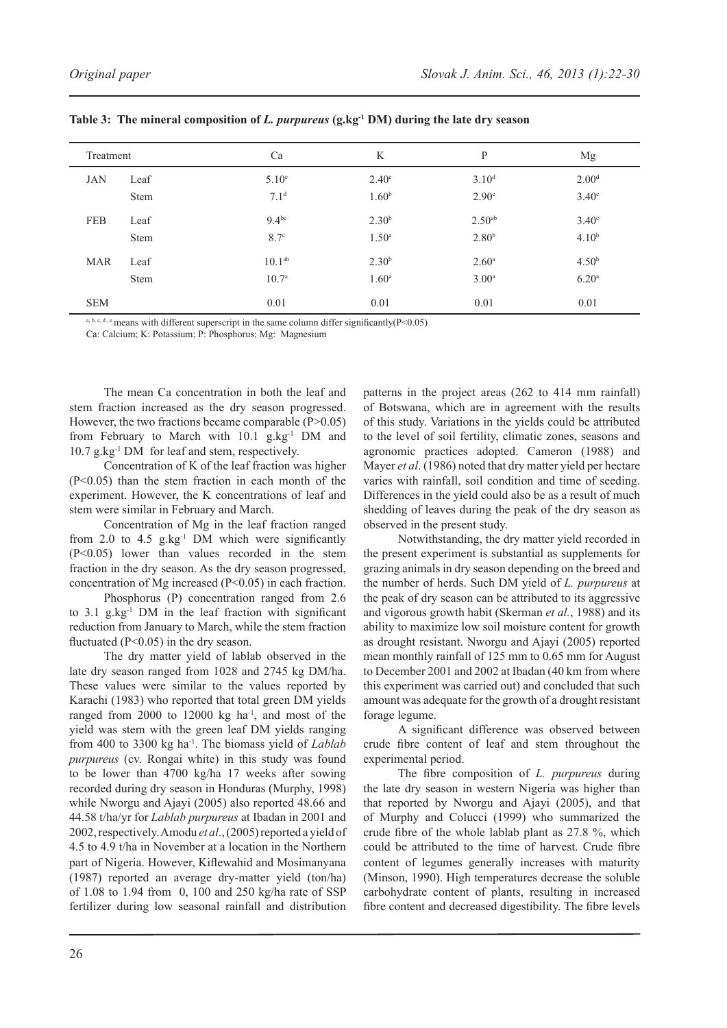**Table 3: The mineral composition of *L. purpureus* (g.kg$^{-1}$ DM) during the late dry season**

| Treatment | | Ca | K | P | Mg |
|---|---|---|---|---|---|
| JAN | Leaf | 5.10$^{e}$ | 2.40$^{c}$ | 3.10$^{d}$ | 2.00$^{d}$ |
| | Stem | 7.1$^{d}$ | 1.60$^{b}$ | 2.90$^{c}$ | 3.40$^{c}$ |
| FEB | Leaf | 9.4$^{bc}$ | 2.30$^{b}$ | 2.50$^{ab}$ | 3.40$^{c}$ |
| | Stem | 8.7$^{c}$ | 1.50$^{a}$ | 2.80$^{b}$ | 4.10$^{b}$ |
| MAR | Leaf | 10.1$^{ab}$ | 2.30$^{b}$ | 2.60$^{a}$ | 4.50$^{b}$ |
| | Stem | 10.7$^{a}$ | 1.60$^{a}$ | 3.00$^{a}$ | 6.20$^{a}$ |
| SEM | | 0.01 | 0.01 | 0.01 | 0.01 |

[a, b, c, d, e] means with different superscript in the same column differ significantly($P<0.05$)

Ca: Calcium; K: Potassium; P: Phosphorus; Mg: Magnesium

The mean Ca concentration in both the leaf and stem fraction increased as the dry season progressed. However, the two fractions became comparable ($P>0.05$) from February to March with 10.1 g.kg$^{-1}$ DM and 10.7 g.kg$^{-1}$ DM for leaf and stem, respectively.

Concentration of K of the leaf fraction was higher ($P<0.05$) than the stem fraction in each month of the experiment. However, the K concentrations of leaf and stem were similar in February and March.

Concentration of Mg in the leaf fraction ranged from 2.0 to 4.5 g.kg$^{-1}$ DM which were significantly ($P<0.05$) lower than values recorded in the stem fraction in the dry season. As the dry season progressed, concentration of Mg increased ($P<0.05$) in each fraction.

Phosphorus (P) concentration ranged from 2.6 to 3.1 g.kg$^{-1}$ DM in the leaf fraction with significant reduction from January to March, while the stem fraction fluctuated ($P<0.05$) in the dry season.

The dry matter yield of lablab observed in the late dry season ranged from 1028 and 2745 kg DM/ha. These values were similar to the values reported by Karachi (1983) who reported that total green DM yields ranged from 2000 to 12000 kg ha$^{-1}$, and most of the yield was stem with the green leaf DM yields ranging from 400 to 3300 kg ha$^{-1}$. The biomass yield of *Lablab purpureus* (cv. Rongai white) in this study was found to be lower than 4700 kg/ha 17 weeks after sowing recorded during dry season in Honduras (Murphy, 1998) while Nworgu and Ajayi (2005) also reported 48.66 and 44.58 t/ha/yr for *Lablab purpureus* at Ibadan in 2001 and 2002, respectively. Amodu *et al*., (2005) reported a yield of 4.5 to 4.9 t/ha in November at a location in the Northern part of Nigeria. However, Kiflewahid and Mosimanyana (1987) reported an average dry-matter yield (ton/ha) of 1.08 to 1.94 from 0, 100 and 250 kg/ha rate of SSP fertilizer during low seasonal rainfall and distribution patterns in the project areas (262 to 414 mm rainfall) of Botswana, which are in agreement with the results of this study. Variations in the yields could be attributed to the level of soil fertility, climatic zones, seasons and agronomic practices adopted. Cameron (1988) and Mayer *et al*. (1986) noted that dry matter yield per hectare varies with rainfall, soil condition and time of seeding. Differences in the yield could also be as a result of much shedding of leaves during the peak of the dry season as observed in the present study.

Notwithstanding, the dry matter yield recorded in the present experiment is substantial as supplements for grazing animals in dry season depending on the breed and the number of herds. Such DM yield of *L. purpureus* at the peak of dry season can be attributed to its aggressive and vigorous growth habit (Skerman *et al.*, 1988) and its ability to maximize low soil moisture content for growth as drought resistant. Nworgu and Ajayi (2005) reported mean monthly rainfall of 125 mm to 0.65 mm for August to December 2001 and 2002 at Ibadan (40 km from where this experiment was carried out) and concluded that such amount was adequate for the growth of a drought resistant forage legume.

A significant difference was observed between crude fibre content of leaf and stem throughout the experimental period.

The fibre composition of *L. purpureus* during the late dry season in western Nigeria was higher than that reported by Nworgu and Ajayi (2005), and that of Murphy and Colucci (1999) who summarized the crude fibre of the whole lablab plant as 27.8 %, which could be attributed to the time of harvest. Crude fibre content of legumes generally increases with maturity (Minson, 1990). High temperatures decrease the soluble carbohydrate content of plants, resulting in increased fibre content and decreased digestibility. The fibre levels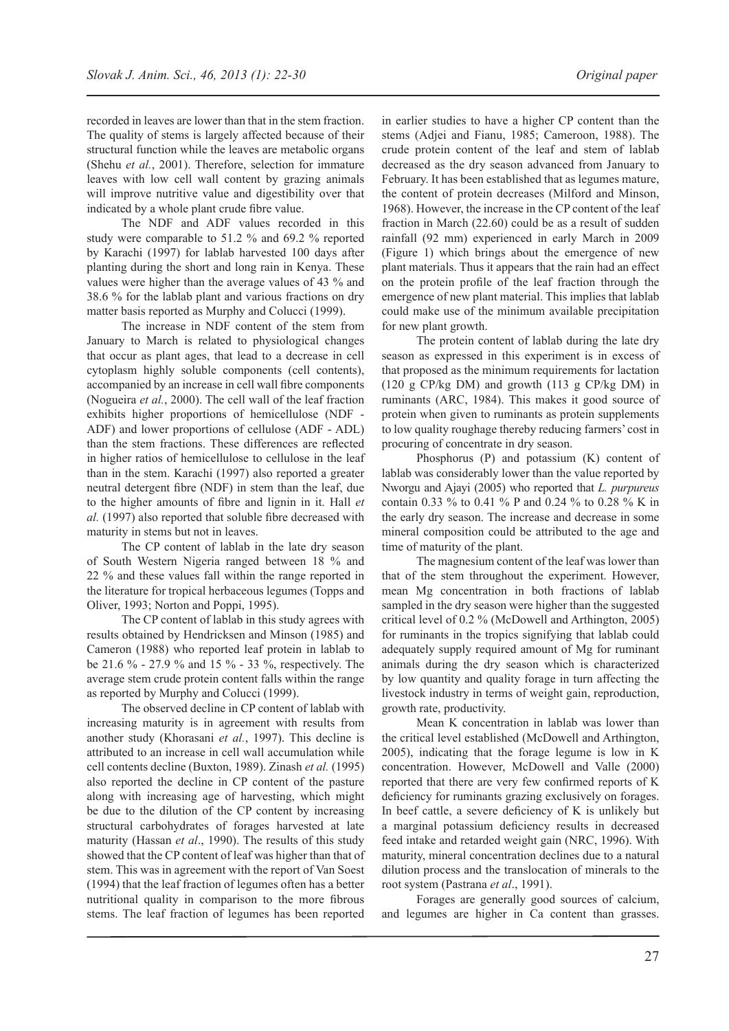recorded in leaves are lower than that in the stem fraction. The quality of stems is largely affected because of their structural function while the leaves are metabolic organs (Shehu *et al.*, 2001). Therefore, selection for immature leaves with low cell wall content by grazing animals will improve nutritive value and digestibility over that indicated by a whole plant crude fibre value.

The NDF and ADF values recorded in this study were comparable to 51.2 % and 69.2 % reported by Karachi (1997) for lablab harvested 100 days after planting during the short and long rain in Kenya. These values were higher than the average values of 43 % and 38.6 % for the lablab plant and various fractions on dry matter basis reported as Murphy and Colucci (1999).

The increase in NDF content of the stem from January to March is related to physiological changes that occur as plant ages, that lead to a decrease in cell cytoplasm highly soluble components (cell contents), accompanied by an increase in cell wall fibre components (Nogueira *et al.*, 2000). The cell wall of the leaf fraction exhibits higher proportions of hemicellulose (NDF - ADF) and lower proportions of cellulose (ADF - ADL) than the stem fractions. These differences are reflected in higher ratios of hemicellulose to cellulose in the leaf than in the stem. Karachi (1997) also reported a greater neutral detergent fibre (NDF) in stem than the leaf, due to the higher amounts of fibre and lignin in it. Hall *et al.* (1997) also reported that soluble fibre decreased with maturity in stems but not in leaves.

The CP content of lablab in the late dry season of South Western Nigeria ranged between 18 % and 22 % and these values fall within the range reported in the literature for tropical herbaceous legumes (Topps and Oliver, 1993; Norton and Poppi, 1995).

The CP content of lablab in this study agrees with results obtained by Hendricksen and Minson (1985) and Cameron (1988) who reported leaf protein in lablab to be 21.6 % - 27.9 % and 15 % - 33 %, respectively. The average stem crude protein content falls within the range as reported by Murphy and Colucci (1999).

The observed decline in CP content of lablab with increasing maturity is in agreement with results from another study (Khorasani *et al.*, 1997). This decline is attributed to an increase in cell wall accumulation while cell contents decline (Buxton, 1989). Zinash *et al.* (1995) also reported the decline in CP content of the pasture along with increasing age of harvesting, which might be due to the dilution of the CP content by increasing structural carbohydrates of forages harvested at late maturity (Hassan *et al*., 1990). The results of this study showed that the CP content of leaf was higher than that of stem. This was in agreement with the report of Van Soest (1994) that the leaf fraction of legumes often has a better nutritional quality in comparison to the more fibrous stems. The leaf fraction of legumes has been reported in earlier studies to have a higher CP content than the stems (Adjei and Fianu, 1985; Cameroon, 1988). The crude protein content of the leaf and stem of lablab decreased as the dry season advanced from January to February. It has been established that as legumes mature, the content of protein decreases (Milford and Minson, 1968). However, the increase in the CP content of the leaf fraction in March (22.60) could be as a result of sudden rainfall (92 mm) experienced in early March in 2009 (Figure 1) which brings about the emergence of new plant materials. Thus it appears that the rain had an effect on the protein profile of the leaf fraction through the emergence of new plant material. This implies that lablab could make use of the minimum available precipitation for new plant growth.

The protein content of lablab during the late dry season as expressed in this experiment is in excess of that proposed as the minimum requirements for lactation (120 g CP/kg DM) and growth (113 g CP/kg DM) in ruminants (ARC, 1984). This makes it good source of protein when given to ruminants as protein supplements to low quality roughage thereby reducing farmers' cost in procuring of concentrate in dry season.

Phosphorus (P) and potassium (K) content of lablab was considerably lower than the value reported by Nworgu and Ajayi (2005) who reported that *L. purpureus* contain 0.33 % to 0.41 % P and 0.24 % to 0.28 % K in the early dry season. The increase and decrease in some mineral composition could be attributed to the age and time of maturity of the plant.

The magnesium content of the leaf was lower than that of the stem throughout the experiment. However, mean Mg concentration in both fractions of lablab sampled in the dry season were higher than the suggested critical level of 0.2 % (McDowell and Arthington, 2005) for ruminants in the tropics signifying that lablab could adequately supply required amount of Mg for ruminant animals during the dry season which is characterized by low quantity and quality forage in turn affecting the livestock industry in terms of weight gain, reproduction, growth rate, productivity.

Mean K concentration in lablab was lower than the critical level established (McDowell and Arthington, 2005), indicating that the forage legume is low in K concentration. However, McDowell and Valle (2000) reported that there are very few confirmed reports of K deficiency for ruminants grazing exclusively on forages. In beef cattle, a severe deficiency of K is unlikely but a marginal potassium deficiency results in decreased feed intake and retarded weight gain (NRC, 1996). With maturity, mineral concentration declines due to a natural dilution process and the translocation of minerals to the root system (Pastrana *et al*., 1991).

Forages are generally good sources of calcium, and legumes are higher in Ca content than grasses.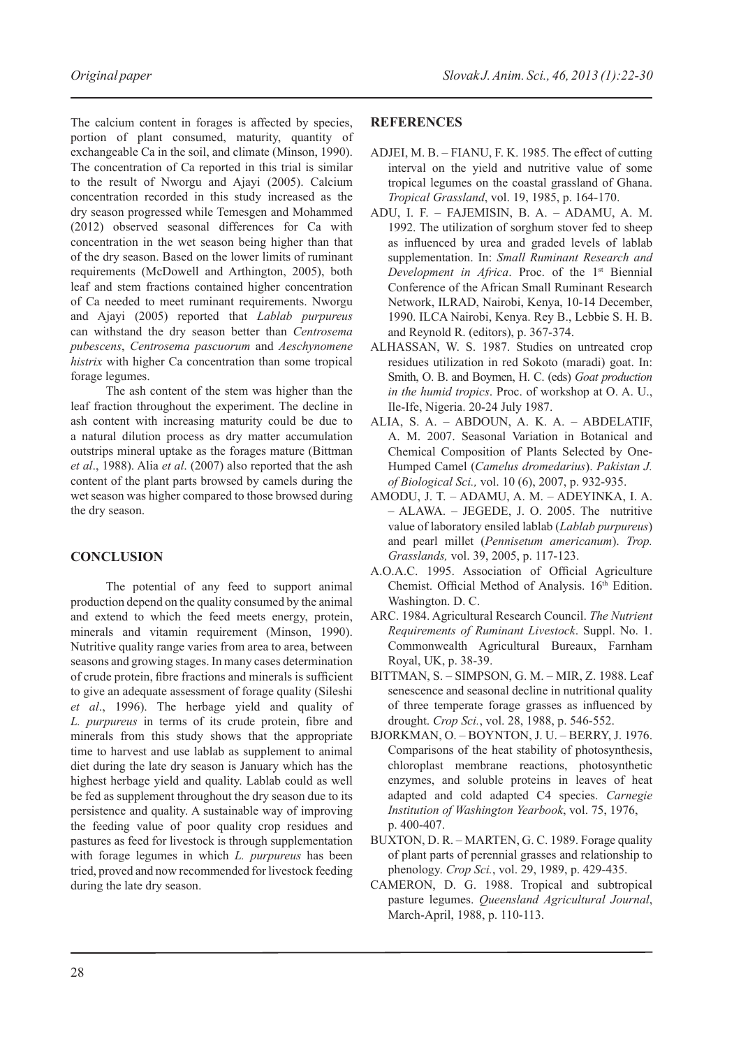The calcium content in forages is affected by species, portion of plant consumed, maturity, quantity of exchangeable Ca in the soil, and climate (Minson, 1990). The concentration of Ca reported in this trial is similar to the result of Nworgu and Ajayi (2005). Calcium concentration recorded in this study increased as the dry season progressed while Temesgen and Mohammed (2012) observed seasonal differences for Ca with concentration in the wet season being higher than that of the dry season. Based on the lower limits of ruminant requirements (McDowell and Arthington, 2005), both leaf and stem fractions contained higher concentration of Ca needed to meet ruminant requirements. Nworgu and Ajayi (2005) reported that *Lablab purpureus* can withstand the dry season better than *Centrosema pubescens*, *Centrosema pascuorum* and *Aeschynomene histrix* with higher Ca concentration than some tropical forage legumes.

The ash content of the stem was higher than the leaf fraction throughout the experiment. The decline in ash content with increasing maturity could be due to a natural dilution process as dry matter accumulation outstrips mineral uptake as the forages mature (Bittman *et al*., 1988). Alia *et al*. (2007) also reported that the ash content of the plant parts browsed by camels during the wet season was higher compared to those browsed during the dry season.

## CONCLUSION

The potential of any feed to support animal production depend on the quality consumed by the animal and extend to which the feed meets energy, protein, minerals and vitamin requirement (Minson, 1990). Nutritive quality range varies from area to area, between seasons and growing stages. In many cases determination of crude protein, fibre fractions and minerals is sufficient to give an adequate assessment of forage quality (Sileshi *et al*., 1996). The herbage yield and quality of *L. purpureus* in terms of its crude protein, fibre and minerals from this study shows that the appropriate time to harvest and use lablab as supplement to animal diet during the late dry season is January which has the highest herbage yield and quality. Lablab could as well be fed as supplement throughout the dry season due to its persistence and quality. A sustainable way of improving the feeding value of poor quality crop residues and pastures as feed for livestock is through supplementation with forage legumes in which *L. purpureus* has been tried, proved and now recommended for livestock feeding during the late dry season.

## REFERENCES

ADJEI, M. B. – FIANU, F. K. 1985. The effect of cutting interval on the yield and nutritive value of some tropical legumes on the coastal grassland of Ghana. *Tropical Grassland*, vol. 19, 1985, p. 164-170.

ADU, I. F. – FAJEMISIN, B. A. – ADAMU, A. M. 1992. The utilization of sorghum stover fed to sheep as influenced by urea and graded levels of lablab supplementation. In: *Small Ruminant Research and Development in Africa*. Proc. of the 1st Biennial Conference of the African Small Ruminant Research Network, ILRAD, Nairobi, Kenya, 10-14 December, 1990. ILCA Nairobi, Kenya. Rey B., Lebbie S. H. B. and Reynold R. (editors), p. 367-374.

ALHASSAN, W. S. 1987. Studies on untreated crop residues utilization in red Sokoto (maradi) goat. In: Smith, O. B. and Boymen, H. C. (eds) *Goat production in the humid tropics*. Proc. of workshop at O. A. U., Ile-Ife, Nigeria. 20-24 July 1987.

ALIA, S. A. – ABDOUN, A. K. A. – ABDELATIF, A. M. 2007. Seasonal Variation in Botanical and Chemical Composition of Plants Selected by One-Humped Camel (*Camelus dromedarius*). *Pakistan J. of Biological Sci.,* vol. 10 (6), 2007, p. 932-935.

AMODU, J. T. – ADAMU, A. M. – ADEYINKA, I. A. – ALAWA. – JEGEDE, J. O. 2005. The nutritive value of laboratory ensiled lablab (*Lablab purpureus*) and pearl millet (*Pennisetum americanum*). *Trop. Grasslands,* vol. 39, 2005, p. 117-123.

A.O.A.C. 1995. Association of Official Agriculture Chemist. Official Method of Analysis. 16th Edition. Washington. D. C.

ARC. 1984. Agricultural Research Council. *The Nutrient Requirements of Ruminant Livestock*. Suppl. No. 1. Commonwealth Agricultural Bureaux, Farnham Royal, UK, p. 38-39.

BITTMAN, S. – SIMPSON, G. M. – MIR, Z. 1988. Leaf senescence and seasonal decline in nutritional quality of three temperate forage grasses as influenced by drought. *Crop Sci.*, vol. 28, 1988, p. 546-552.

BJORKMAN, O. – BOYNTON, J. U. – BERRY, J. 1976. Comparisons of the heat stability of photosynthesis, chloroplast membrane reactions, photosynthetic enzymes, and soluble proteins in leaves of heat adapted and cold adapted C4 species. *Carnegie Institution of Washington Yearbook*, vol. 75, 1976, p. 400-407.

BUXTON, D. R. – MARTEN, G. C. 1989. Forage quality of plant parts of perennial grasses and relationship to phenology. *Crop Sci.*, vol. 29, 1989, p. 429-435.

CAMERON, D. G. 1988. Tropical and subtropical pasture legumes. *Queensland Agricultural Journal*, March-April, 1988, p. 110-113.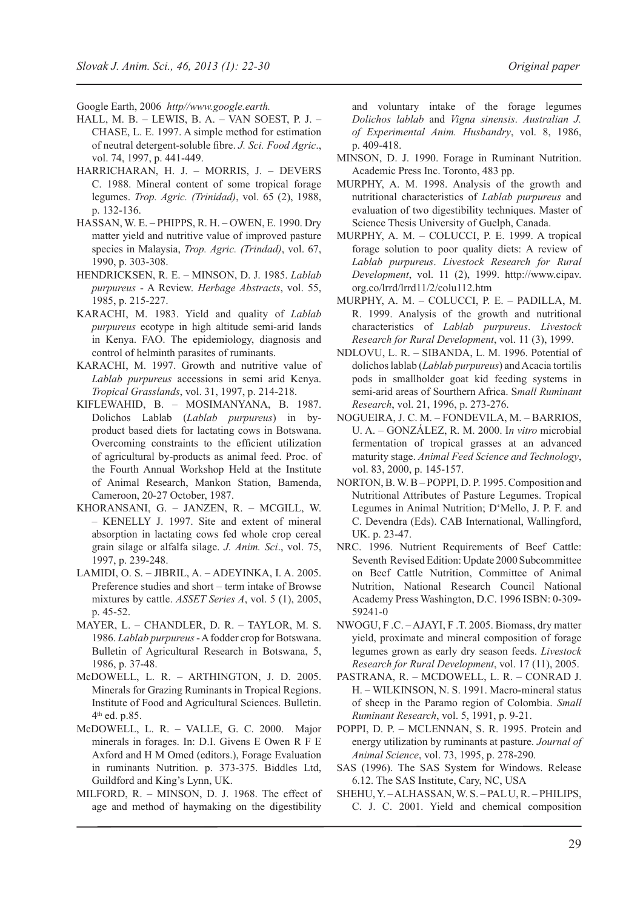Google Earth, 2006 *http//www.google.earth.*

HALL, M. B. – LEWIS, B. A. – VAN SOEST, P. J. – CHASE, L. E. 1997. A simple method for estimation of neutral detergent-soluble fibre. *J. Sci. Food Agric*., vol. 74, 1997, p. 441-449.

HARRICHARAN, H. J. – MORRIS, J. – DEVERS C. 1988. Mineral content of some tropical forage legumes. *Trop. Agric. (Trinidad)*, vol. 65 (2), 1988, p. 132-136.

HASSAN, W. E. – PHIPPS, R. H. – OWEN, E. 1990. Dry matter yield and nutritive value of improved pasture species in Malaysia, *Trop. Agric. (Trindad)*, vol. 67, 1990, p. 303-308.

HENDRICKSEN, R. E. – MINSON, D. J. 1985. *Lablab purpureus* - A Review. *Herbage Abstracts*, vol. 55, 1985, p. 215-227.

KARACHI, M. 1983. Yield and quality of *Lablab purpureus* ecotype in high altitude semi-arid lands in Kenya. FAO. The epidemiology, diagnosis and control of helminth parasites of ruminants.

KARACHI, M. 1997. Growth and nutritive value of *Lablab purpureus* accessions in semi arid Kenya. *Tropical Grasslands*, vol. 31, 1997, p. 214-218.

KIFLEWAHID, B. – MOSIMANYANA, B. 1987. Dolichos Lablab (*Lablab purpureus*) in by-product based diets for lactating cows in Botswana. Overcoming constraints to the efficient utilization of agricultural by-products as animal feed. Proc. of the Fourth Annual Workshop Held at the Institute of Animal Research, Mankon Station, Bamenda, Cameroon, 20-27 October, 1987.

KHORANSANI, G. – JANZEN, R. – MCGILL, W. – KENELLY J. 1997. Site and extent of mineral absorption in lactating cows fed whole crop cereal grain silage or alfalfa silage. *J. Anim. Sci*., vol. 75, 1997, p. 239-248.

LAMIDI, O. S. – JIBRIL, A. – ADEYINKA, I. A. 2005. Preference studies and short – term intake of Browse mixtures by cattle. *ASSET Series A*, vol. 5 (1), 2005, p. 45-52.

MAYER, L. – CHANDLER, D. R. – TAYLOR, M. S. 1986. *Lablab purpureus* - A fodder crop for Botswana. Bulletin of Agricultural Research in Botswana, 5, 1986, p. 37-48.

McDOWELL, L. R. – ARTHINGTON, J. D. 2005. Minerals for Grazing Ruminants in Tropical Regions. Institute of Food and Agricultural Sciences. Bulletin. 4th ed. p.85.

McDOWELL, L. R. – VALLE, G. C. 2000. Major minerals in forages. In: D.I. Givens E Owen R F E Axford and H M Omed (editors.), Forage Evaluation in ruminants Nutrition. p. 373-375. Biddles Ltd, Guildford and King's Lynn, UK.

MILFORD, R. – MINSON, D. J. 1968. The effect of age and method of haymaking on the digestibility and voluntary intake of the forage legumes *Dolichos lablab* and *Vigna sinensis*. *Australian J. of Experimental Anim. Husbandry*, vol. 8, 1986, p. 409-418.

MINSON, D. J. 1990. Forage in Ruminant Nutrition. Academic Press Inc. Toronto, 483 pp.

MURPHY, A. M. 1998. Analysis of the growth and nutritional characteristics of *Lablab purpureus* and evaluation of two digestibility techniques. Master of Science Thesis University of Guelph, Canada.

MURPHY, A. M. – COLUCCI, P. E. 1999. A tropical forage solution to poor quality diets: A review of *Lablab purpureus*. *Livestock Research for Rural Development*, vol. 11 (2), 1999. http://www.cipav.org.co/lrrd/lrrd11/2/colu112.htm

MURPHY, A. M. – COLUCCI, P. E. – PADILLA, M. R. 1999. Analysis of the growth and nutritional characteristics of *Lablab purpureus*. *Livestock Research for Rural Development*, vol. 11 (3), 1999.

NDLOVU, L. R. – SIBANDA, L. M. 1996. Potential of dolichos lablab (*Lablab purpureus*) and Acacia tortilis pods in smallholder goat kid feeding systems in semi-arid areas of Sourthern Africa. *Small Ruminant Research*, vol. 21, 1996, p. 273-276.

NOGUEIRA, J. C. M. – FONDEVILA, M. – BARRIOS, U. A. – GONZÁLEZ, R. M. 2000. *In vitro* microbial fermentation of tropical grasses at an advanced maturity stage. *Animal Feed Science and Technology*, vol. 83, 2000, p. 145-157.

NORTON, B. W. B – POPPI, D. P. 1995. Composition and Nutritional Attributes of Pasture Legumes. Tropical Legumes in Animal Nutrition; D'Mello, J. P. F. and C. Devendra (Eds). CAB International, Wallingford, UK. p. 23-47.

NRC. 1996. Nutrient Requirements of Beef Cattle: Seventh Revised Edition: Update 2000 Subcommittee on Beef Cattle Nutrition, Committee of Animal Nutrition, National Research Council National Academy Press Washington, D.C. 1996 ISBN: 0-309-59241-0

NWOGU, F .C. – AJAYI, F .T. 2005. Biomass, dry matter yield, proximate and mineral composition of forage legumes grown as early dry season feeds. *Livestock Research for Rural Development*, vol. 17 (11), 2005.

PASTRANA, R. – MCDOWELL, L. R. – CONRAD J. H. – WILKINSON, N. S. 1991. Macro-mineral status of sheep in the Paramo region of Colombia. *Small Ruminant Research*, vol. 5, 1991, p. 9-21.

POPPI, D. P. – MCLENNAN, S. R. 1995. Protein and energy utilization by ruminants at pasture. *Journal of Animal Science*, vol. 73, 1995, p. 278-290.

SAS (1996). The SAS System for Windows. Release 6.12. The SAS Institute, Cary, NC, USA

SHEHU, Y. – ALHASSAN, W. S. – PAL U, R. – PHILIPS, C. J. C. 2001. Yield and chemical composition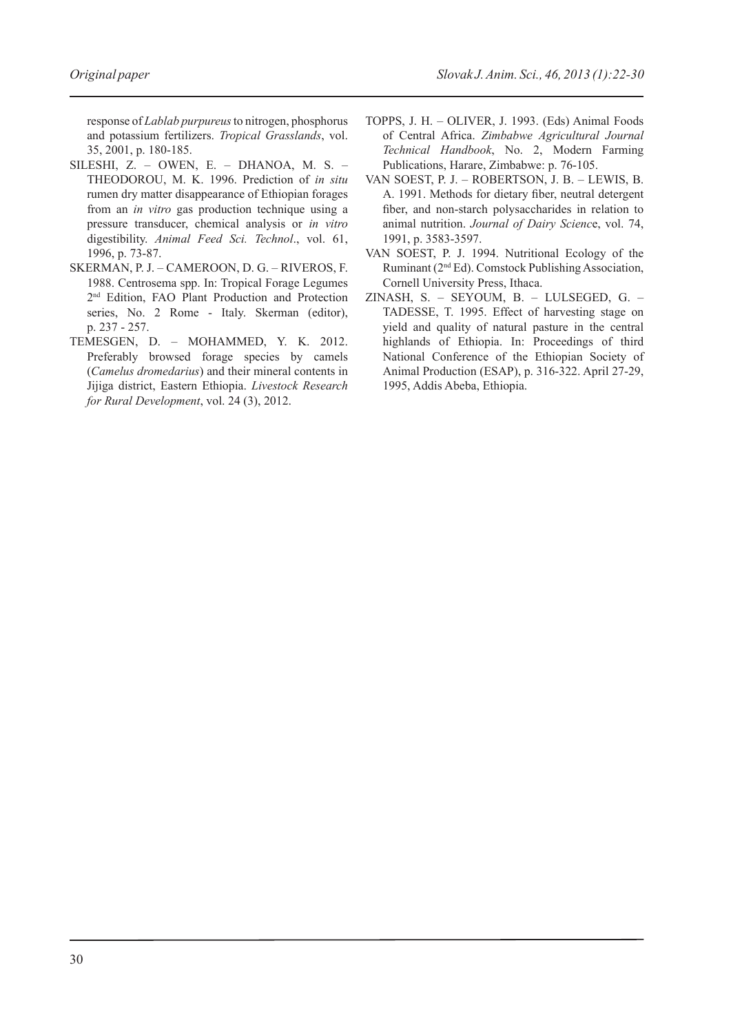response of *Lablab purpureus* to nitrogen, phosphorus and potassium fertilizers. *Tropical Grasslands*, vol. 35, 2001, p. 180-185.

SILESHI, Z. – OWEN, E. – DHANOA, M. S. – THEODOROU, M. K. 1996. Prediction of *in situ* rumen dry matter disappearance of Ethiopian forages from an *in vitro* gas production technique using a pressure transducer, chemical analysis or *in vitro* digestibility. *Animal Feed Sci. Technol*., vol. 61, 1996, p. 73-87.

SKERMAN, P. J. – CAMEROON, D. G. – RIVEROS, F. 1988. Centrosema spp. In: Tropical Forage Legumes 2nd Edition, FAO Plant Production and Protection series, No. 2 Rome - Italy. Skerman (editor), p. 237 - 257.

TEMESGEN, D. – MOHAMMED, Y. K. 2012. Preferably browsed forage species by camels (*Camelus dromedarius*) and their mineral contents in Jijiga district, Eastern Ethiopia. *Livestock Research for Rural Development*, vol. 24 (3), 2012.

TOPPS, J. H. – OLIVER, J. 1993. (Eds) Animal Foods of Central Africa. *Zimbabwe Agricultural Journal Technical Handbook*, No. 2, Modern Farming Publications, Harare, Zimbabwe: p. 76-105.

VAN SOEST, P. J. – ROBERTSON, J. B. – LEWIS, B. A. 1991. Methods for dietary fiber, neutral detergent fiber, and non-starch polysaccharides in relation to animal nutrition. *Journal of Dairy Science*, vol. 74, 1991, p. 3583-3597.

VAN SOEST, P. J. 1994. Nutritional Ecology of the Ruminant (2nd Ed). Comstock Publishing Association, Cornell University Press, Ithaca.

ZINASH, S. – SEYOUM, B. – LULSEGED, G. – TADESSE, T. 1995. Effect of harvesting stage on yield and quality of natural pasture in the central highlands of Ethiopia. In: Proceedings of third National Conference of the Ethiopian Society of Animal Production (ESAP), p. 316-322. April 27-29, 1995, Addis Abeba, Ethiopia.